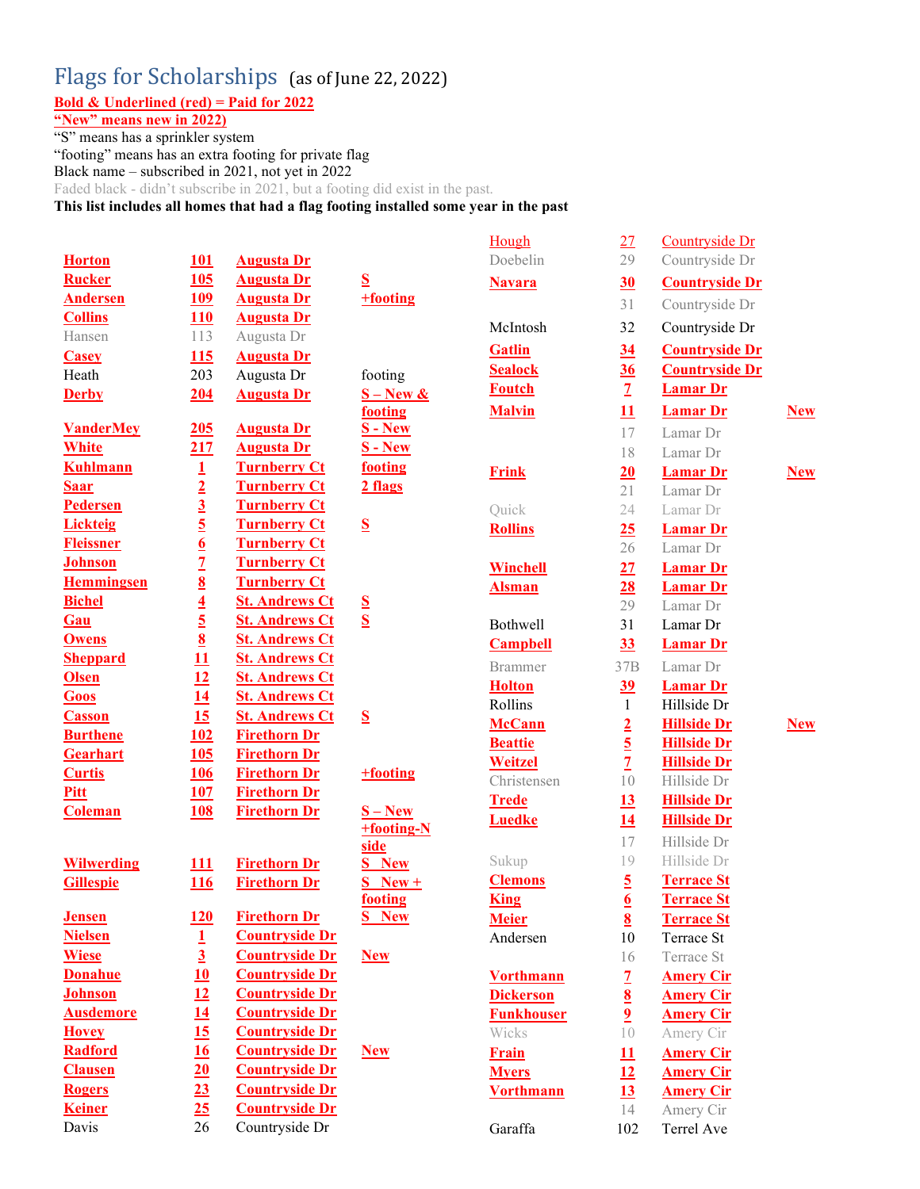# Flags for Scholarships (as of June 22, 2022)

**Bold & Underlined (red) = Paid for 2022**

**"New" means new in 2022)**

"S" means has a sprinkler system

"footing" means has an extra footing for private flag

Black name – subscribed in 2021, not yet in 2022

Faded black - didn't subscribe in 2021, but a footing did exist in the past.

**This list includes all homes that had a flag footing installed some year in the past**

| Name | No. | Street | Notes |
|---|---|---|---|
| **Horton** | **101** | **Augusta Dr** | |
| **Rucker** | **105** | **Augusta Dr** | **S** |
| **Andersen** | **109** | **Augusta Dr** | **+footing** |
| **Collins** | **110** | **Augusta Dr** | |
| Hansen | 113 | Augusta Dr | |
| **Casey** | **115** | **Augusta Dr** | |
| Heath | 203 | Augusta Dr | footing |
| **Derby** | **204** | **Augusta Dr** | **S – New & footing** |
| **VanderMey** | **205** | **Augusta Dr** | **S - New** |
| **White** | **217** | **Augusta Dr** | **S - New** |
| **Kuhlmann** | **1** | **Turnberry Ct** | **footing** |
| **Saar** | **2** | **Turnberry Ct** | **2 flags** |
| **Pedersen** | **3** | **Turnberry Ct** | |
| **Lickteig** | **5** | **Turnberry Ct** | **S** |
| **Fleissner** | **6** | **Turnberry Ct** | |
| **Johnson** | **7** | **Turnberry Ct** | |
| **Hemmingsen** | **8** | **Turnberry Ct** | |
| **Bichel** | **4** | **St. Andrews Ct** | **S** |
| **Gau** | **5** | **St. Andrews Ct** | **S** |
| **Owens** | **8** | **St. Andrews Ct** | |
| **Sheppard** | **11** | **St. Andrews Ct** | |
| **Olsen** | **12** | **St. Andrews Ct** | |
| **Goos** | **14** | **St. Andrews Ct** | |
| **Casson** | **15** | **St. Andrews Ct** | **S** |
| **Burthene** | **102** | **Firethorn Dr** | |
| **Gearhart** | **105** | **Firethorn Dr** | |
| **Curtis** | **106** | **Firethorn Dr** | **+footing** |
| **Pitt** | **107** | **Firethorn Dr** | |
| **Coleman** | **108** | **Firethorn Dr** | **S – New +footing-N side** |
| **Wilwerding** | **111** | **Firethorn Dr** | **S New** |
| **Gillespie** | **116** | **Firethorn Dr** | **S New + footing** |
| **Jensen** | **120** | **Firethorn Dr** | **S New** |
| **Nielsen** | **1** | **Countryside Dr** | |
| **Wiese** | **3** | **Countryside Dr** | **New** |
| **Donahue** | **10** | **Countryside Dr** | |
| **Johnson** | **12** | **Countryside Dr** | |
| **Ausdemore** | **14** | **Countryside Dr** | |
| **Hovey** | **15** | **Countryside Dr** | |
| **Radford** | **16** | **Countryside Dr** | **New** |
| **Clausen** | **20** | **Countryside Dr** | |
| **Rogers** | **23** | **Countryside Dr** | |
| **Keiner** | **25** | **Countryside Dr** | |
| Davis | 26 | Countryside Dr | |
| **Hough** | **27** | **Countryside Dr** | |
| Doebelin | 29 | Countryside Dr | |
| **Navara** | **30** | **Countryside Dr** | |
| | 31 | Countryside Dr | |
| McIntosh | 32 | Countryside Dr | |
| **Gatlin** | **34** | **Countryside Dr** | |
| **Sealock** | **36** | **Countryside Dr** | |
| **Foutch** | **7** | **Lamar Dr** | |
| **Malvin** | **11** | **Lamar Dr** | **New** |
| | 17 | Lamar Dr | |
| | 18 | Lamar Dr | |
| **Frink** | **20** | **Lamar Dr** | **New** |
| | 21 | Lamar Dr | |
| Quick | 24 | Lamar Dr | |
| **Rollins** | **25** | **Lamar Dr** | |
| | 26 | Lamar Dr | |
| **Winchell** | **27** | **Lamar Dr** | |
| **Alsman** | **28** | **Lamar Dr** | |
| | 29 | Lamar Dr | |
| Bothwell | 31 | Lamar Dr | |
| **Campbell** | **33** | **Lamar Dr** | |
| Brammer | 37B | Lamar Dr | |
| **Holton** | **39** | **Lamar Dr** | |
| Rollins | 1 | Hillside Dr | |
| **McCann** | **2** | **Hillside Dr** | **New** |
| **Beattie** | **5** | **Hillside Dr** | |
| **Weitzel** | **7** | **Hillside Dr** | |
| Christensen | 10 | Hillside Dr | |
| **Trede** | **13** | **Hillside Dr** | |
| **Luedke** | **14** | **Hillside Dr** | |
| | 17 | Hillside Dr | |
| Sukup | 19 | Hillside Dr | |
| **Clemons** | **5** | **Terrace St** | |
| **King** | **6** | **Terrace St** | |
| **Meier** | **8** | **Terrace St** | |
| Andersen | 10 | Terrace St | |
| | 16 | Terrace St | |
| **Vorthmann** | **7** | **Amery Cir** | |
| **Dickerson** | **8** | **Amery Cir** | |
| **Funkhouser** | **9** | **Amery Cir** | |
| Wicks | 10 | Amery Cir | |
| **Frain** | **11** | **Amery Cir** | |
| **Myers** | **12** | **Amery Cir** | |
| **Vorthmann** | **13** | **Amery Cir** | |
| | 14 | Amery Cir | |
| Garaffa | 102 | Terrel Ave | |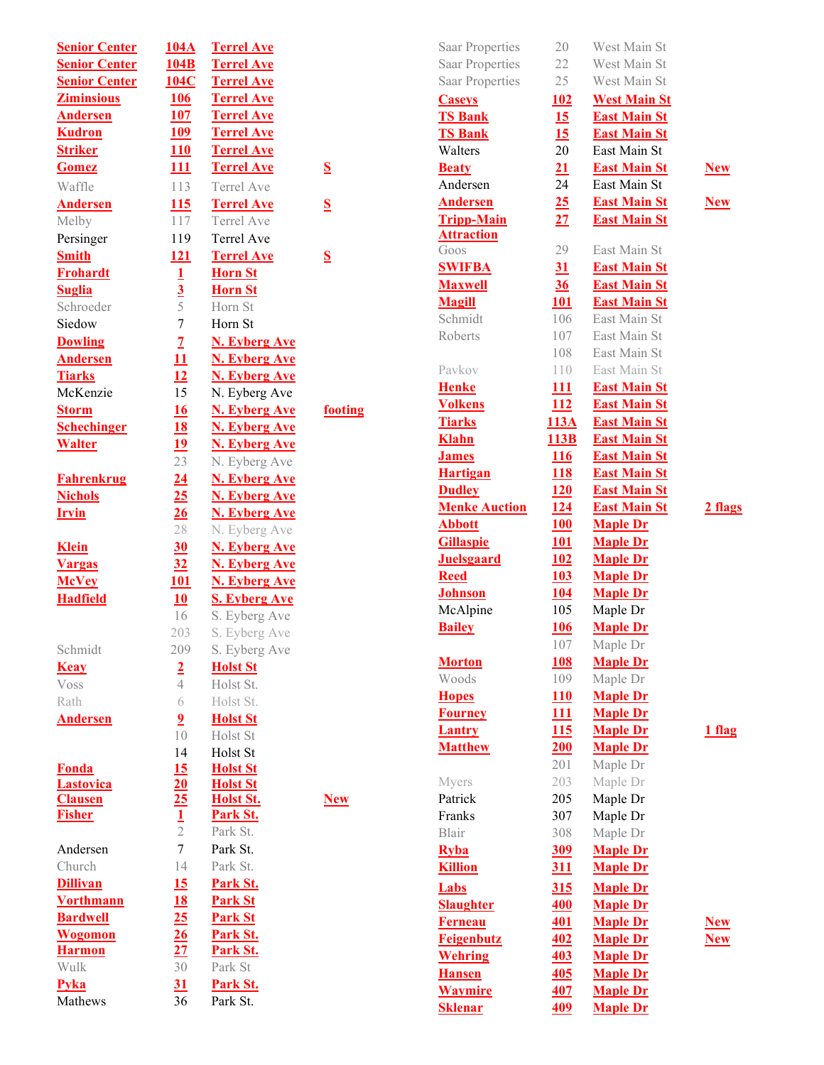| Name | No. | Street | Note |
|---|---|---|---|
| Senior Center | 104A | Terrel Ave | |
| Senior Center | 104B | Terrel Ave | |
| Senior Center | 104C | Terrel Ave | |
| Ziminsious | 106 | Terrel Ave | |
| Andersen | 107 | Terrel Ave | |
| Kudron | 109 | Terrel Ave | |
| Striker | 110 | Terrel Ave | |
| Gomez | 111 | Terrel Ave | S |
| Waffle | 113 | Terrel Ave | |
| Andersen | 115 | Terrel Ave | S |
| Melby | 117 | Terrel Ave | |
| Persinger | 119 | Terrel Ave | |
| Smith | 121 | Terrel Ave | S |
| Frohardt | 1 | Horn St | |
| Suglia | 3 | Horn St | |
| Schroeder | 5 | Horn St | |
| Siedow | 7 | Horn St | |
| Dowling | 7 | N. Eyberg Ave | |
| Andersen | 11 | N. Eyberg Ave | |
| Tiarks | 12 | N. Eyberg Ave | |
| McKenzie | 15 | N. Eyberg Ave | |
| Storm | 16 | N. Eyberg Ave | footing |
| Schechinger | 18 | N. Eyberg Ave | |
| Walter | 19 | N. Eyberg Ave | |
| | 23 | N. Eyberg Ave | |
| Fahrenkrug | 24 | N. Eyberg Ave | |
| Nichols | 25 | N. Eyberg Ave | |
| Irvin | 26 | N. Eyberg Ave | |
| | 28 | N. Eyberg Ave | |
| Klein | 30 | N. Eyberg Ave | |
| Vargas | 32 | N. Eyberg Ave | |
| McVey | 101 | N. Eyberg Ave | |
| Hadfield | 10 | S. Eyberg Ave | |
| | 16 | S. Eyberg Ave | |
| | 203 | S. Eyberg Ave | |
| Schmidt | 209 | S. Eyberg Ave | |
| Keay | 2 | Holst St | |
| Voss | 4 | Holst St. | |
| Rath | 6 | Holst St. | |
| Andersen | 9 | Holst St | |
| | 10 | Holst St | |
| | 14 | Holst St | |
| Fonda | 15 | Holst St | |
| Lastovica | 20 | Holst St | |
| Clausen | 25 | Holst St. | New |
| Fisher | 1 | Park St. | |
| | 2 | Park St. | |
| Andersen | 7 | Park St. | |
| Church | 14 | Park St. | |
| Dillivan | 15 | Park St. | |
| Vorthmann | 18 | Park St | |
| Bardwell | 25 | Park St | |
| Wogomon | 26 | Park St. | |
| Harmon | 27 | Park St. | |
| Wulk | 30 | Park St | |
| Pyka | 31 | Park St. | |
| Mathews | 36 | Park St. | |
| Saar Properties | 20 | West Main St | |
| Saar Properties | 22 | West Main St | |
| Saar Properties | 25 | West Main St | |
| Caseys | 102 | West Main St | |
| TS Bank | 15 | East Main St | |
| TS Bank | 15 | East Main St | |
| Walters | 20 | East Main St | |
| Beaty | 21 | East Main St | New |
| Andersen | 24 | East Main St | |
| Andersen | 25 | East Main St | New |
| Tripp-Main Attraction | 27 | East Main St | |
| Goos | 29 | East Main St | |
| SWIFBA | 31 | East Main St | |
| Maxwell | 36 | East Main St | |
| Magill | 101 | East Main St | |
| Schmidt | 106 | East Main St | |
| Roberts | 107 | East Main St | |
| | 108 | East Main St | |
| Pavkov | 110 | East Main St | |
| Henke | 111 | East Main St | |
| Volkens | 112 | East Main St | |
| Tiarks | 113A | East Main St | |
| Klahn | 113B | East Main St | |
| James | 116 | East Main St | |
| Hartigan | 118 | East Main St | |
| Dudley | 120 | East Main St | |
| Menke Auction | 124 | East Main St | 2 flags |
| Abbott | 100 | Maple Dr | |
| Gillaspie | 101 | Maple Dr | |
| Juelsgaard | 102 | Maple Dr | |
| Reed | 103 | Maple Dr | |
| Johnson | 104 | Maple Dr | |
| McAlpine | 105 | Maple Dr | |
| Bailey | 106 | Maple Dr | |
| | 107 | Maple Dr | |
| Morton | 108 | Maple Dr | |
| Woods | 109 | Maple Dr | |
| Hopes | 110 | Maple Dr | |
| Fourney | 111 | Maple Dr | |
| Lantry | 115 | Maple Dr | 1 flag |
| Matthew | 200 | Maple Dr | |
| | 201 | Maple Dr | |
| Myers | 203 | Maple Dr | |
| Patrick | 205 | Maple Dr | |
| Franks | 307 | Maple Dr | |
| Blair | 308 | Maple Dr | |
| Ryba | 309 | Maple Dr | |
| Killion | 311 | Maple Dr | |
| Labs | 315 | Maple Dr | |
| Slaughter | 400 | Maple Dr | |
| Ferneau | 401 | Maple Dr | New |
| Feigenbutz | 402 | Maple Dr | New |
| Wehring | 403 | Maple Dr | |
| Hansen | 405 | Maple Dr | |
| Waymire | 407 | Maple Dr | |
| Sklenar | 409 | Maple Dr | |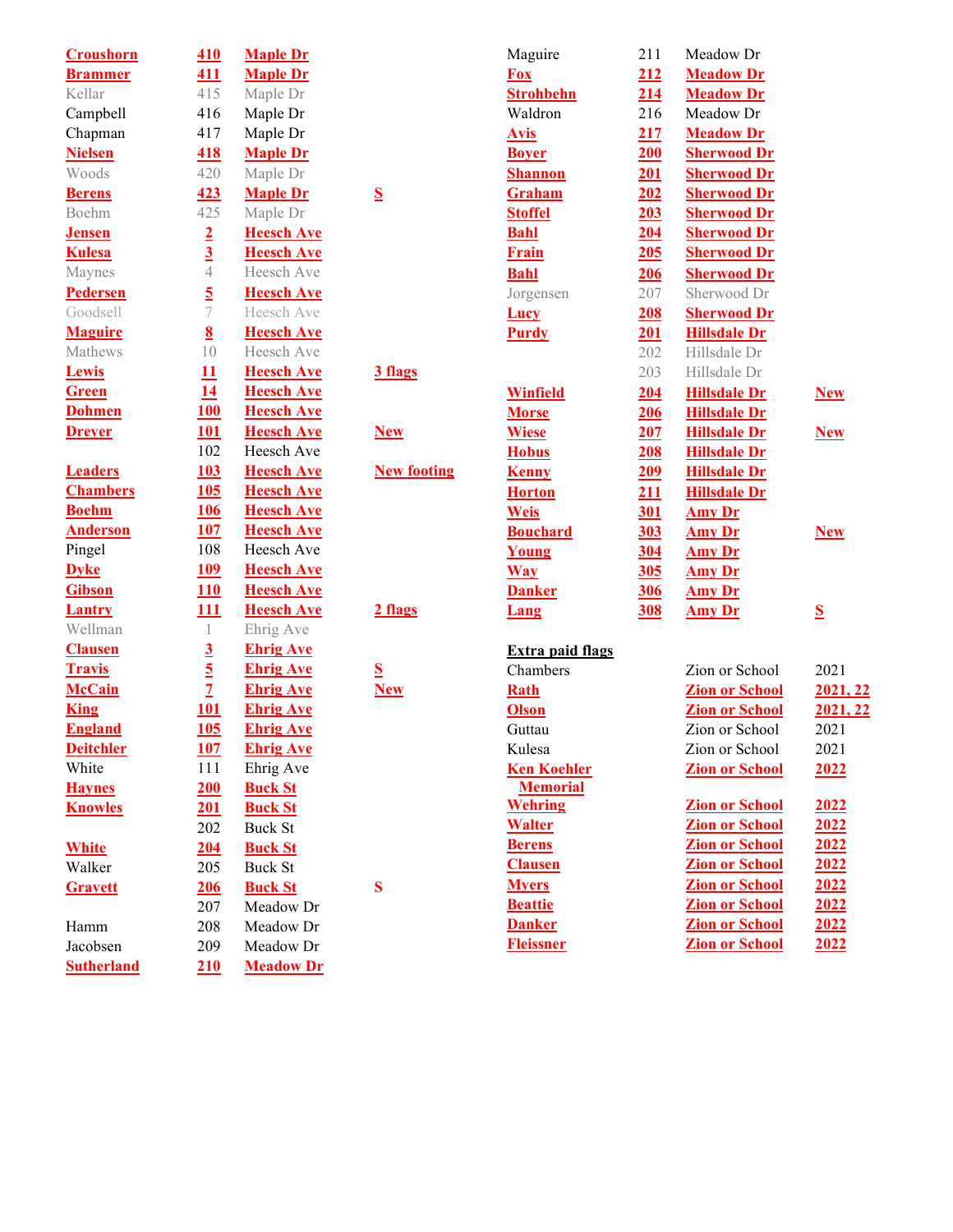| | | | |
|---|---|---|---|
| Croushorn | 410 | Maple Dr | |
| Brammer | 411 | Maple Dr | |
| Kellar | 415 | Maple Dr | |
| Campbell | 416 | Maple Dr | |
| Chapman | 417 | Maple Dr | |
| Nielsen | 418 | Maple Dr | |
| Woods | 420 | Maple Dr | |
| Berens | 423 | Maple Dr | S |
| Boehm | 425 | Maple Dr | |
| Jensen | 2 | Heesch Ave | |
| Kulesa | 3 | Heesch Ave | |
| Maynes | 4 | Heesch Ave | |
| Pedersen | 5 | Heesch Ave | |
| Goodsell | 7 | Heesch Ave | |
| Maguire | 8 | Heesch Ave | |
| Mathews | 10 | Heesch Ave | |
| Lewis | 11 | Heesch Ave | 3 flags |
| Green | 14 | Heesch Ave | |
| Dohmen | 100 | Heesch Ave | |
| Dreyer | 101 | Heesch Ave | New |
| | 102 | Heesch Ave | |
| Leaders | 103 | Heesch Ave | New footing |
| Chambers | 105 | Heesch Ave | |
| Boehm | 106 | Heesch Ave | |
| Anderson | 107 | Heesch Ave | |
| Pingel | 108 | Heesch Ave | |
| Dyke | 109 | Heesch Ave | |
| Gibson | 110 | Heesch Ave | |
| Lantry | 111 | Heesch Ave | 2 flags |
| Wellman | 1 | Ehrig Ave | |
| Clausen | 3 | Ehrig Ave | |
| Travis | 5 | Ehrig Ave | S |
| McCain | 7 | Ehrig Ave | New |
| King | 101 | Ehrig Ave | |
| England | 105 | Ehrig Ave | |
| Deitchler | 107 | Ehrig Ave | |
| White | 111 | Ehrig Ave | |
| Haynes | 200 | Buck St | |
| Knowles | 201 | Buck St | |
| | 202 | Buck St | |
| White | 204 | Buck St | |
| Walker | 205 | Buck St | |
| Gravett | 206 | Buck St | S |
| | 207 | Meadow Dr | |
| Hamm | 208 | Meadow Dr | |
| Jacobsen | 209 | Meadow Dr | |
| Sutherland | 210 | Meadow Dr | |
| Maguire | 211 | Meadow Dr | |
| Fox | 212 | Meadow Dr | |
| Strohbehn | 214 | Meadow Dr | |
| Waldron | 216 | Meadow Dr | |
| Avis | 217 | Meadow Dr | |
| Boyer | 200 | Sherwood Dr | |
| Shannon | 201 | Sherwood Dr | |
| Graham | 202 | Sherwood Dr | |
| Stoffel | 203 | Sherwood Dr | |
| Bahl | 204 | Sherwood Dr | |
| Frain | 205 | Sherwood Dr | |
| Bahl | 206 | Sherwood Dr | |
| Jorgensen | 207 | Sherwood Dr | |
| Lucy | 208 | Sherwood Dr | |
| Purdy | 201 | Hillsdale Dr | |
| | 202 | Hillsdale Dr | |
| | 203 | Hillsdale Dr | |
| Winfield | 204 | Hillsdale Dr | New |
| Morse | 206 | Hillsdale Dr | |
| Wiese | 207 | Hillsdale Dr | New |
| Hobus | 208 | Hillsdale Dr | |
| Kenny | 209 | Hillsdale Dr | |
| Horton | 211 | Hillsdale Dr | |
| Weis | 301 | Amy Dr | |
| Bouchard | 303 | Amy Dr | New |
| Young | 304 | Amy Dr | |
| Way | 305 | Amy Dr | |
| Danker | 306 | Amy Dr | |
| Lang | 308 | Amy Dr | S |

**Extra paid flags**

| | | |
|---|---|---|
| Chambers | Zion or School | 2021 |
| Rath | Zion or School | 2021, 22 |
| Olson | Zion or School | 2021, 22 |
| Guttau | Zion or School | 2021 |
| Kulesa | Zion or School | 2021 |
| Ken Koehler Memorial | Zion or School | 2022 |
| Wehring | Zion or School | 2022 |
| Walter | Zion or School | 2022 |
| Berens | Zion or School | 2022 |
| Clausen | Zion or School | 2022 |
| Myers | Zion or School | 2022 |
| Beattie | Zion or School | 2022 |
| Danker | Zion or School | 2022 |
| Fleissner | Zion or School | 2022 |